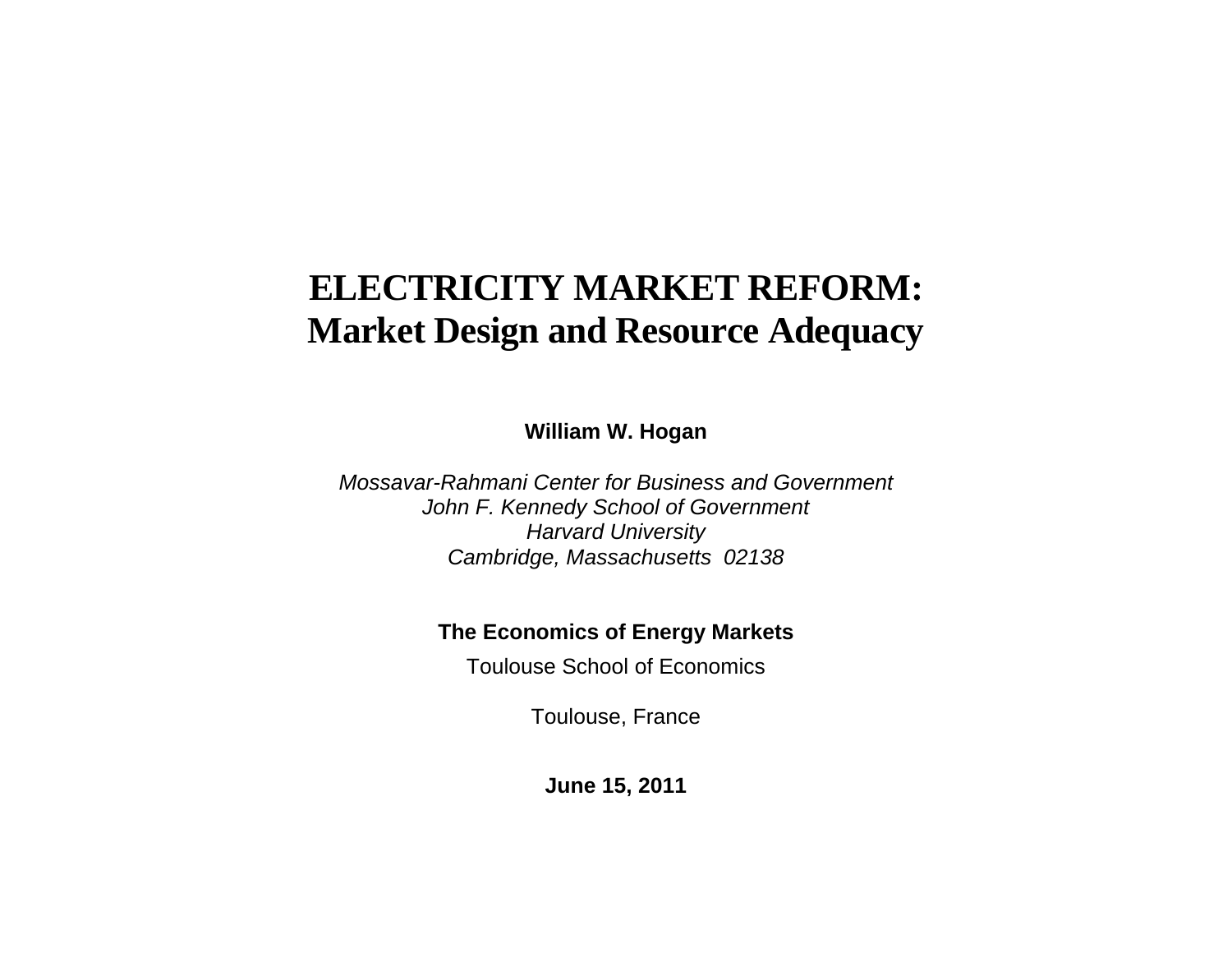# ELECTRICITY MARKET REFORM:
## Market Design and Resource Adequacy

**William W. Hogan**

*Mossavar-Rahmani Center for Business and Government*
*John F. Kennedy School of Government*
*Harvard University*
*Cambridge, Massachusetts 02138*

**The Economics of Energy Markets**

Toulouse School of Economics

Toulouse, France

**June 15, 2011**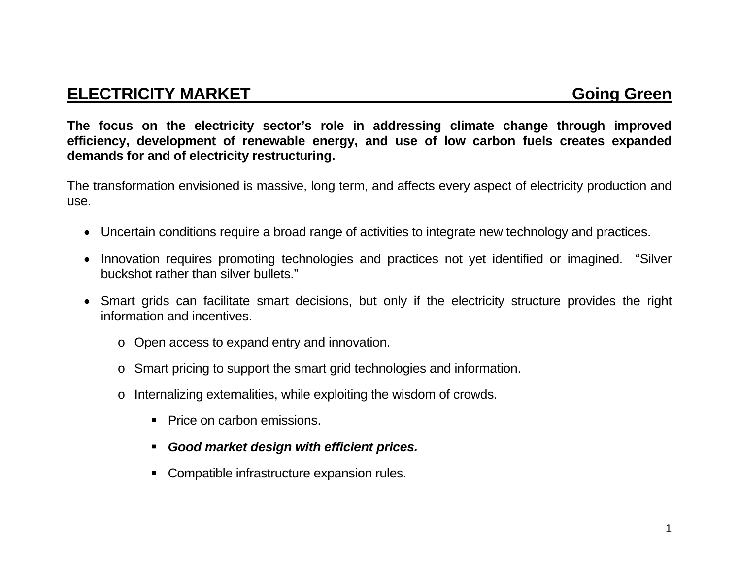## ELECTRICITY MARKET — Going Green

**The focus on the electricity sector's role in addressing climate change through improved efficiency, development of renewable energy, and use of low carbon fuels creates expanded demands for and of electricity restructuring.**

The transformation envisioned is massive, long term, and affects every aspect of electricity production and use.

- Uncertain conditions require a broad range of activities to integrate new technology and practices.
- Innovation requires promoting technologies and practices not yet identified or imagined. "Silver buckshot rather than silver bullets."
- Smart grids can facilitate smart decisions, but only if the electricity structure provides the right information and incentives.
    - Open access to expand entry and innovation.
    - Smart pricing to support the smart grid technologies and information.
    - Internalizing externalities, while exploiting the wisdom of crowds.
        - Price on carbon emissions.
        - ***Good market design with efficient prices.***
        - Compatible infrastructure expansion rules.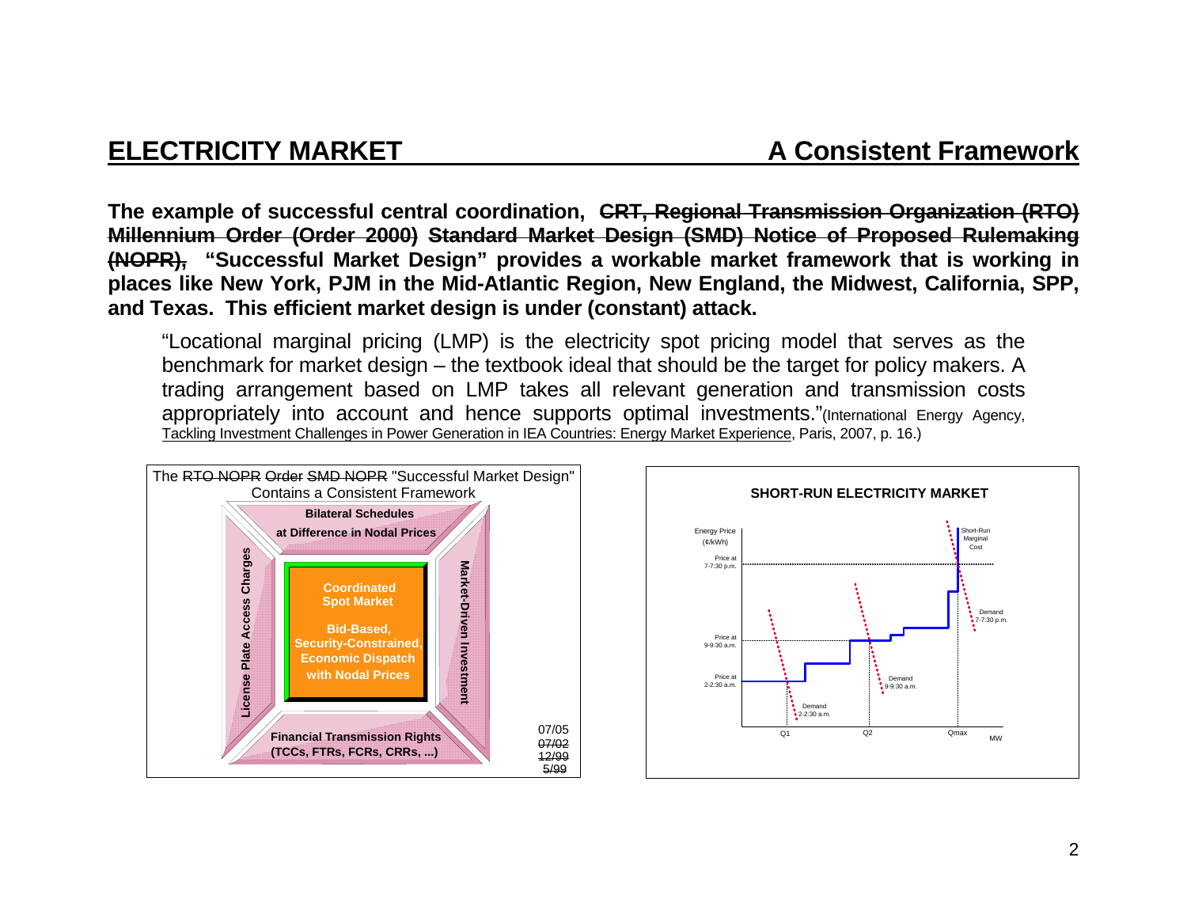## ELECTRICITY MARKET — A Consistent Framework

**The example of successful central coordination, ~~CRT, Regional Transmission Organization (RTO) Millennium Order (Order 2000) Standard Market Design (SMD) Notice of Proposed Rulemaking (NOPR),~~ "Successful Market Design" provides a workable market framework that is working in places like New York, PJM in the Mid-Atlantic Region, New England, the Midwest, California, SPP, and Texas. This efficient market design is under (constant) attack.**

> "Locational marginal pricing (LMP) is the electricity spot pricing model that serves as the benchmark for market design – the textbook ideal that should be the target for policy makers. A trading arrangement based on LMP takes all relevant generation and transmission costs appropriately into account and hence supports optimal investments."(International Energy Agency, Tackling Investment Challenges in Power Generation in IEA Countries: Energy Market Experience, Paris, 2007, p. 16.)

The ~~RTO NOPR Order SMD NOPR~~ "Successful Market Design" Contains a Consistent Framework

- **Bilateral Schedules at Difference in Nodal Prices**
- **License Plate Access Charges**
- **Coordinated Spot Market — Bid-Based, Security-Constrained, Economic Dispatch with Nodal Prices**
- **Market-Driven Investment**
- **Financial Transmission Rights (TCCs, FTRs, FCRs, CRRs, ...)**

07/05 ~~07/02~~ ~~12/99~~ ~~5/99~~

**SHORT-RUN ELECTRICITY MARKET**

Energy Price (¢/kWh); Short-Run Marginal Cost; Price at 7-7:30 p.m.; Price at 9-9:30 a.m.; Price at 2-2:30 a.m.; Demand 7-7:30 p.m.; Demand 9-9:30 a.m.; Demand 2-2:30 a.m.; Q1; Q2; Qmax; MW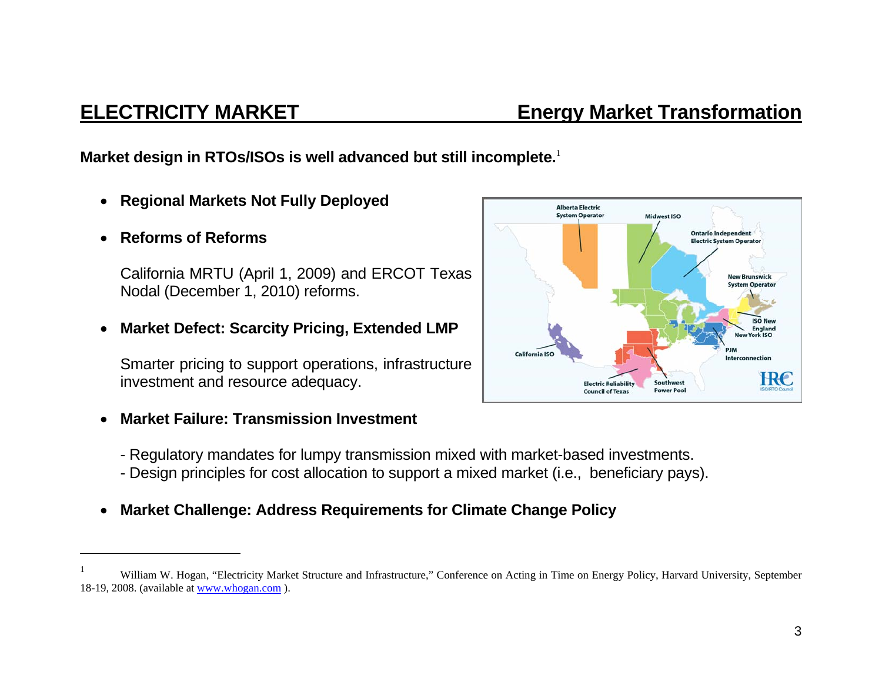## ELECTRICITY MARKET — Energy Market Transformation

**Market design in RTOs/ISOs is well advanced but still incomplete.**[1]

- **Regional Markets Not Fully Deployed**

- **Reforms of Reforms**

  California MRTU (April 1, 2009) and ERCOT Texas Nodal (December 1, 2010) reforms.

- **Market Defect: Scarcity Pricing, Extended LMP**

  Smarter pricing to support operations, infrastructure investment and resource adequacy.

- **Market Failure: Transmission Investment**

  - Regulatory mandates for lumpy transmission mixed with market-based investments.
  - Design principles for cost allocation to support a mixed market (i.e., beneficiary pays).

- **Market Challenge: Address Requirements for Climate Change Policy**

---

[1] William W. Hogan, "Electricity Market Structure and Infrastructure," Conference on Acting in Time on Energy Policy, Harvard University, September 18-19, 2008. (available at www.whogan.com ).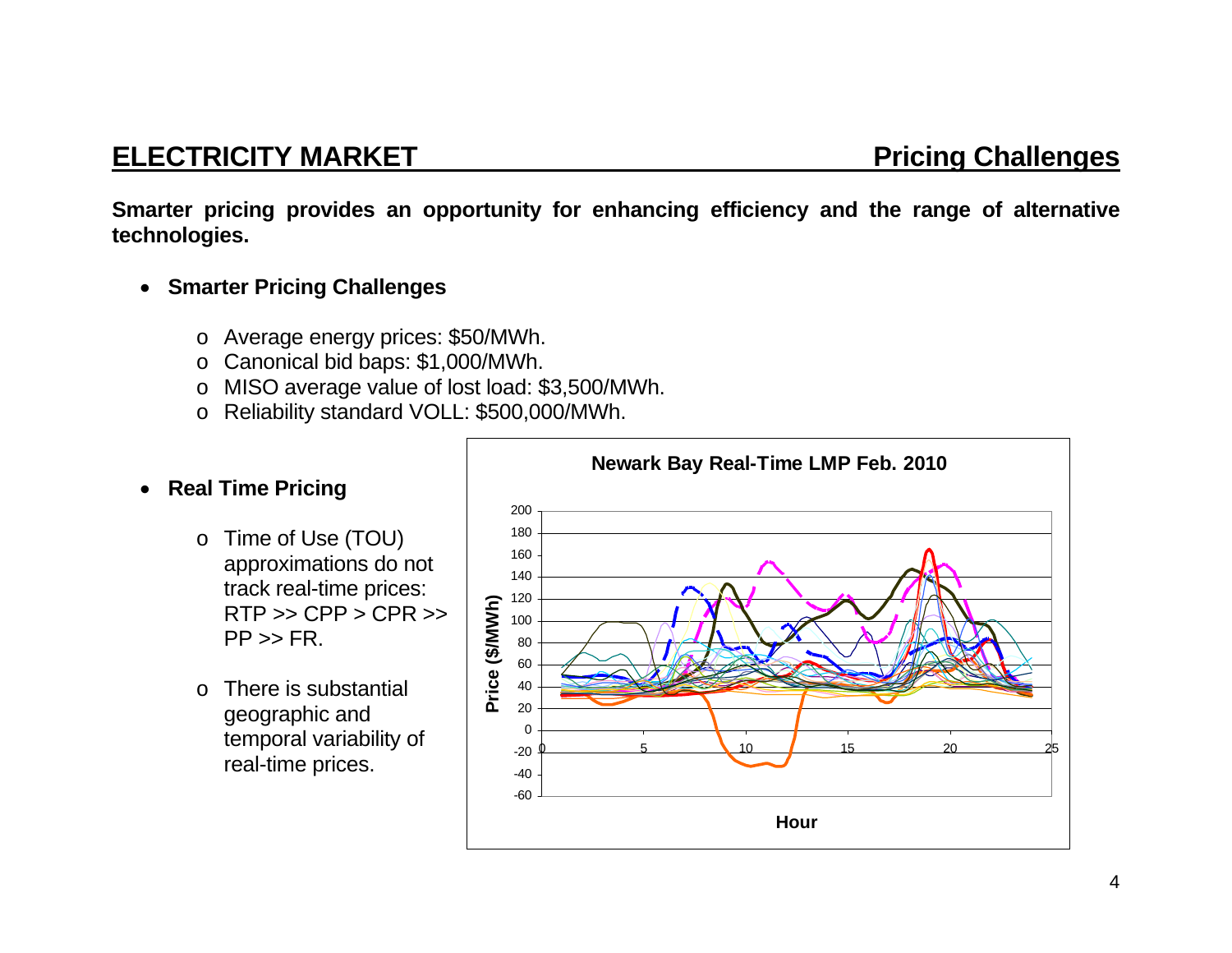## ELECTRICITY MARKET — Pricing Challenges

**Smarter pricing provides an opportunity for enhancing efficiency and the range of alternative technologies.**

- **Smarter Pricing Challenges**
  - Average energy prices: $50/MWh.
  - Canonical bid baps: $1,000/MWh.
  - MISO average value of lost load: $3,500/MWh.
  - Reliability standard VOLL: $500,000/MWh.

- **Real Time Pricing**
  - Time of Use (TOU) approximations do not track real-time prices: RTP >> CPP > CPR >> PP >> FR.
  - There is substantial geographic and temporal variability of real-time prices.

**Newark Bay Real-Time LMP Feb. 2010**

Price ($/MWh)

Hour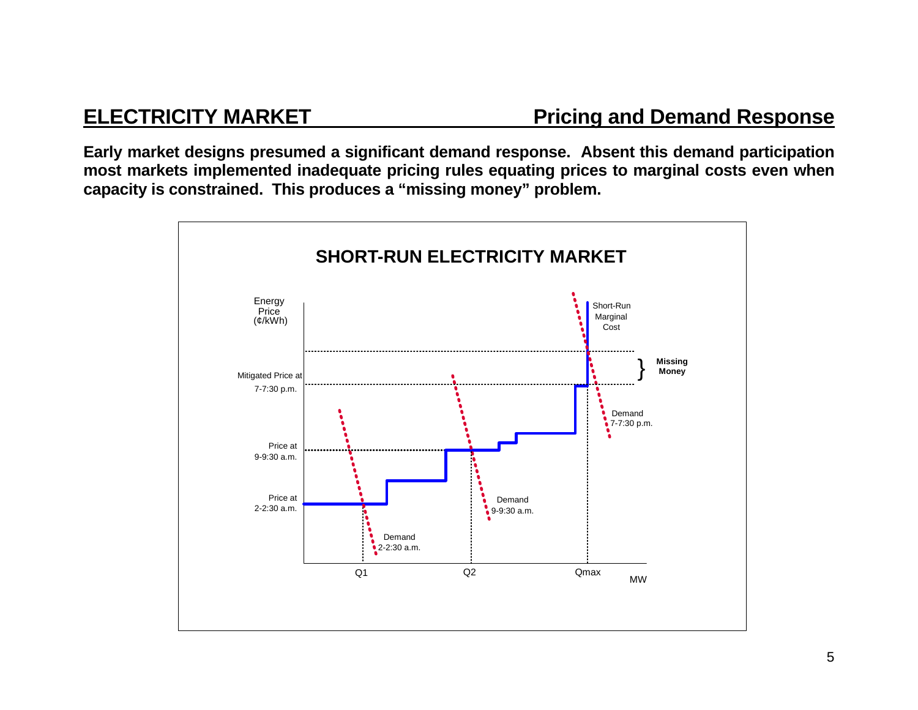## ELECTRICITY MARKET — Pricing and Demand Response

**Early market designs presumed a significant demand response. Absent this demand participation most markets implemented inadequate pricing rules equating prices to marginal costs even when capacity is constrained. This produces a "missing money" problem.**

**SHORT-RUN ELECTRICITY MARKET**

Energy Price (¢/kWh)

Short-Run Marginal Cost

Missing Money

Mitigated Price at 7-7:30 p.m.

Demand 7-7:30 p.m.

Price at 9-9:30 a.m.

Demand 9-9:30 a.m.

Price at 2-2:30 a.m.

Demand 2-2:30 a.m.

Q1 Q2 Qmax MW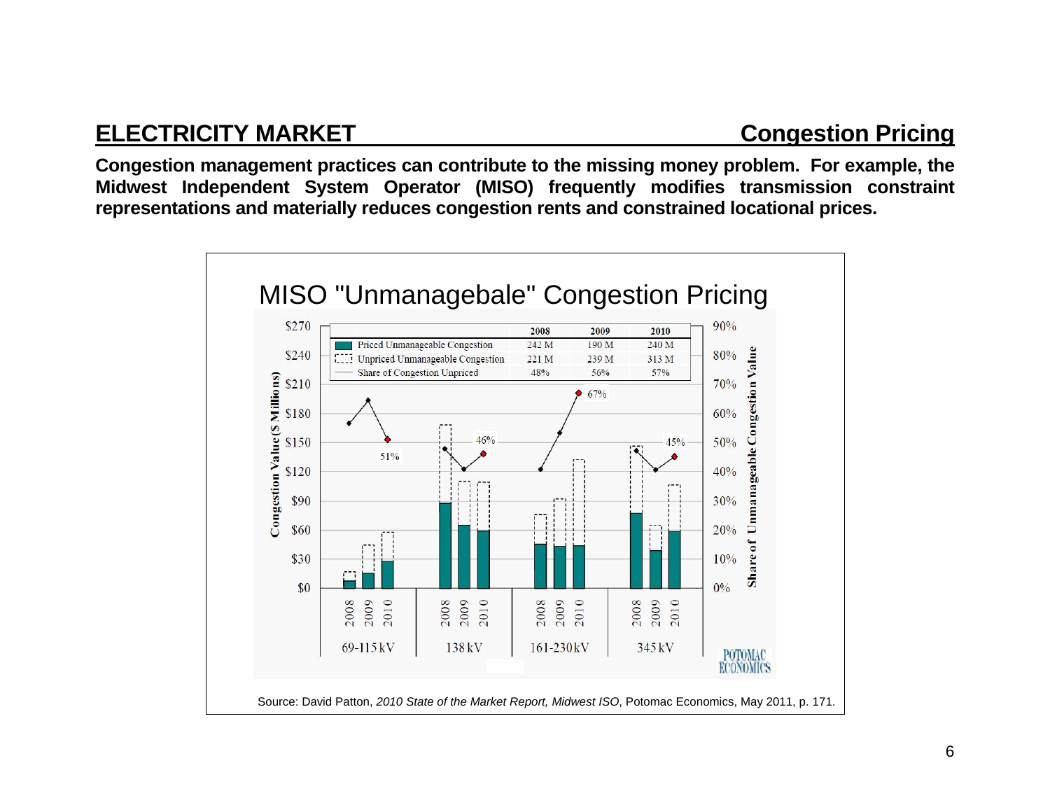## ELECTRICITY MARKET — Congestion Pricing

**Congestion management practices can contribute to the missing money problem. For example, the Midwest Independent System Operator (MISO) frequently modifies transmission constraint representations and materially reduces congestion rents and constrained locational prices.**

MISO "Unmanagebale" Congestion Pricing

| | 2008 | 2009 | 2010 |
|---|---|---|---|
| Priced Unmanageable Congestion | 242 M | 190 M | 240 M |
| Unpriced Unmanageable Congestion | 221 M | 239 M | 313 M |
| Share of Congestion Unpriced | 48% | 56% | 57% |

Source: David Patton, *2010 State of the Market Report, Midwest ISO*, Potomac Economics, May 2011, p. 171.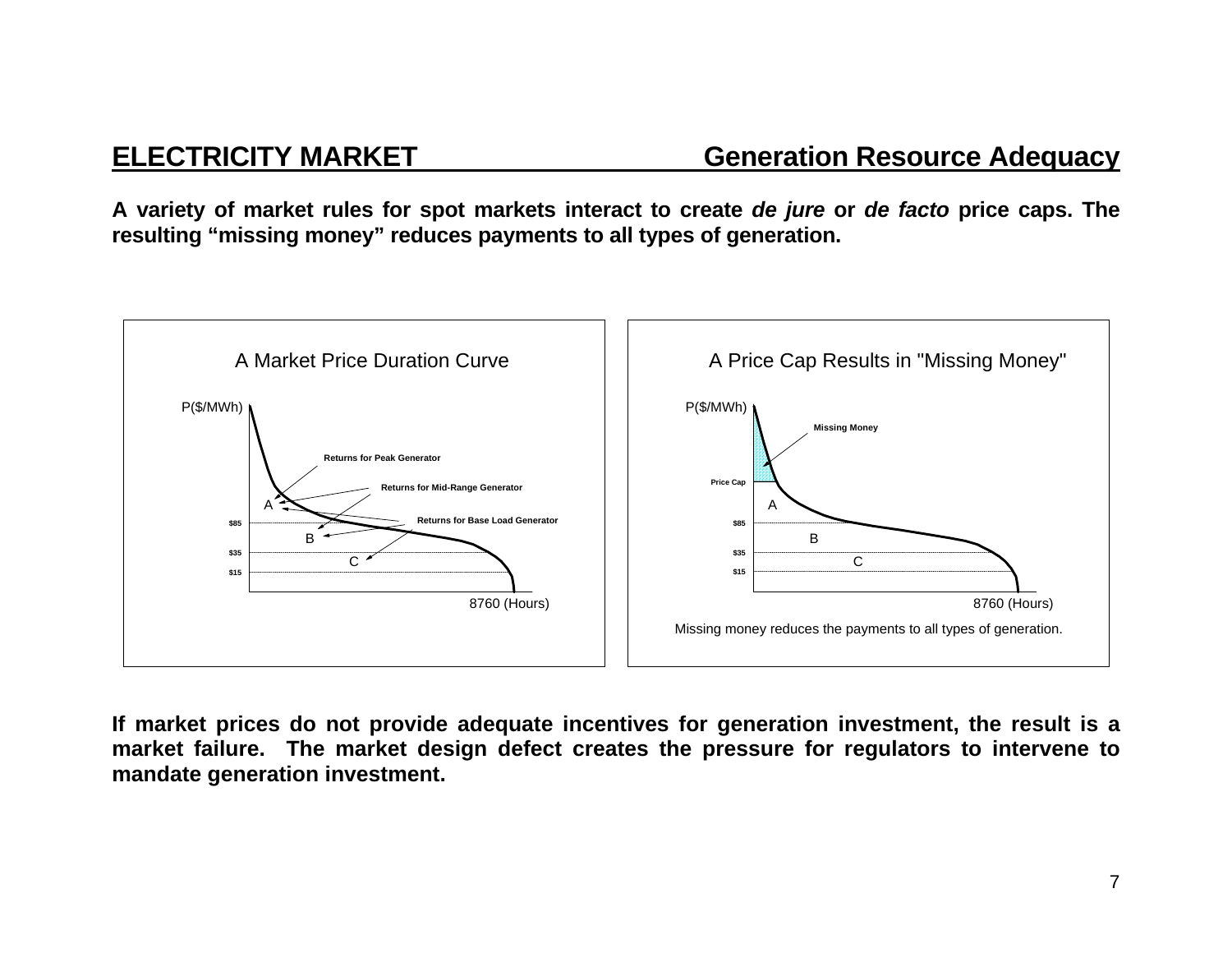## ELECTRICITY MARKET — Generation Resource Adequacy

**A variety of market rules for spot markets interact to create *de jure* or *de facto* price caps. The resulting "missing money" reduces payments to all types of generation.**

A Market Price Duration Curve

P($/MWh)

Returns for Peak Generator

Returns for Mid-Range Generator

Returns for Base Load Generator

A

$85

B

$35

C

$15

8760 (Hours)

A Price Cap Results in "Missing Money"

P($/MWh)

Missing Money

Price Cap

A

$85

B

$35

C

$15

8760 (Hours)

Missing money reduces the payments to all types of generation.

**If market prices do not provide adequate incentives for generation investment, the result is a market failure. The market design defect creates the pressure for regulators to intervene to mandate generation investment.**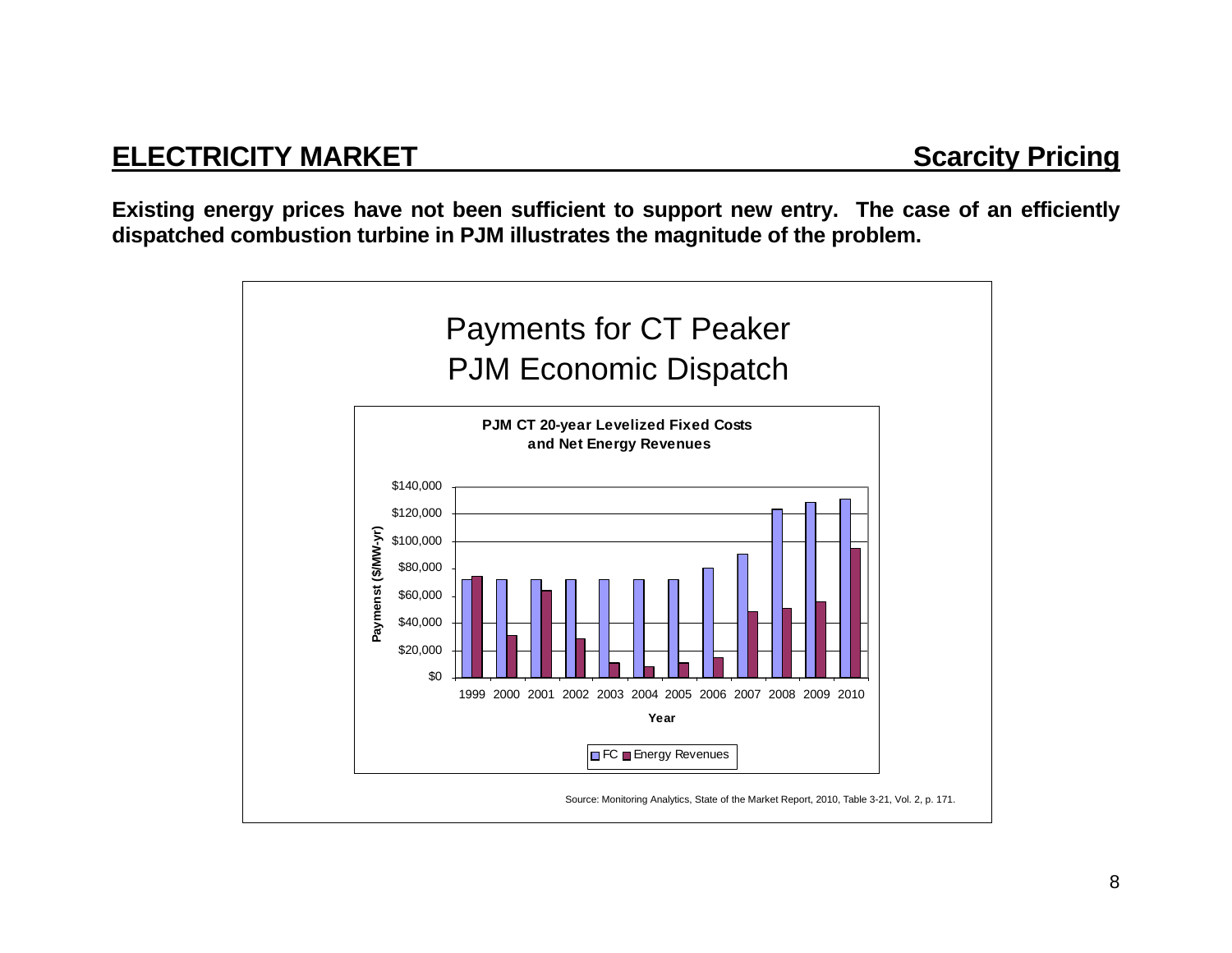## ELECTRICITY MARKET — Scarcity Pricing

**Existing energy prices have not been sufficient to support new entry. The case of an efficiently dispatched combustion turbine in PJM illustrates the magnitude of the problem.**

Payments for CT Peaker
PJM Economic Dispatch

**PJM CT 20-year Levelized Fixed Costs and Net Energy Revenues**

Paymenst ($/MW-yr)

$140,000
$120,000
$100,000
$80,000
$60,000
$40,000
$20,000
$0

1999 2000 2001 2002 2003 2004 2005 2006 2007 2008 2009 2010

Year

FC ■ Energy Revenues

Source: Monitoring Analytics, State of the Market Report, 2010, Table 3-21, Vol. 2, p. 171.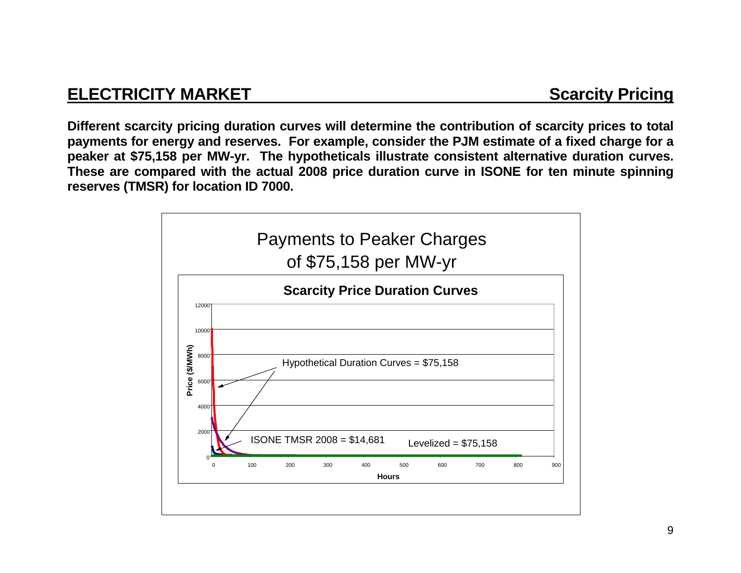## ELECTRICITY MARKET — Scarcity Pricing

**Different scarcity pricing duration curves will determine the contribution of scarcity prices to total payments for energy and reserves. For example, consider the PJM estimate of a fixed charge for a peaker at $75,158 per MW-yr. The hypotheticals illustrate consistent alternative duration curves. These are compared with the actual 2008 price duration curve in ISONE for ten minute spinning reserves (TMSR) for location ID 7000.**

Payments to Peaker Charges of $75,158 per MW-yr

**Scarcity Price Duration Curves**

- Hypothetical Duration Curves = $75,158
- ISONE TMSR 2008 = $14,681
- Levelized = $75,158

Price ($/MWh) vs. Hours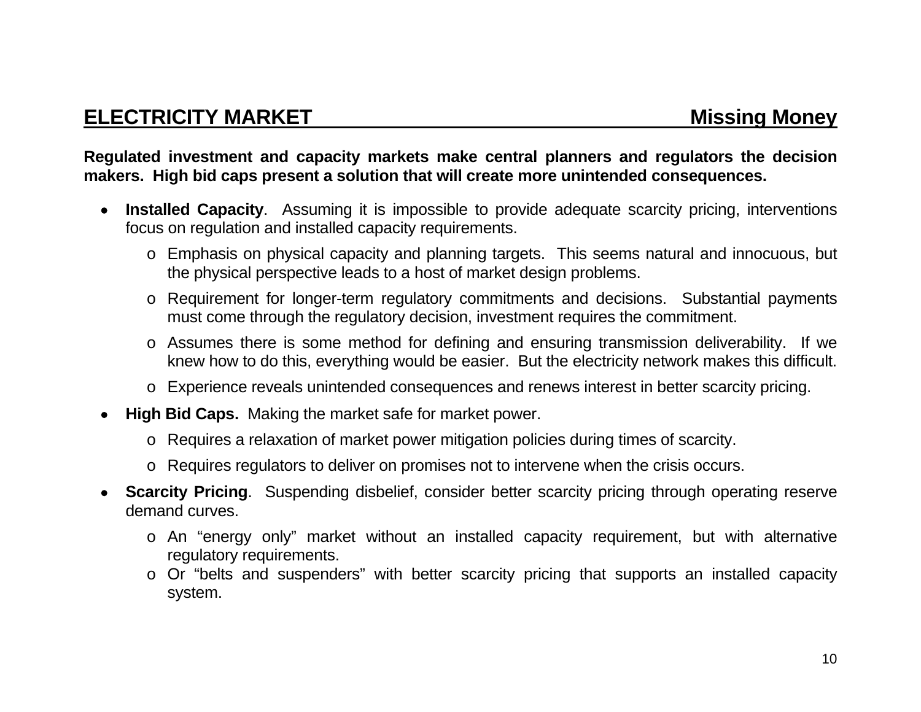## ELECTRICITY MARKET — Missing Money

**Regulated investment and capacity markets make central planners and regulators the decision makers. High bid caps present a solution that will create more unintended consequences.**

- **Installed Capacity**. Assuming it is impossible to provide adequate scarcity pricing, interventions focus on regulation and installed capacity requirements.
  - Emphasis on physical capacity and planning targets. This seems natural and innocuous, but the physical perspective leads to a host of market design problems.
  - Requirement for longer-term regulatory commitments and decisions. Substantial payments must come through the regulatory decision, investment requires the commitment.
  - Assumes there is some method for defining and ensuring transmission deliverability. If we knew how to do this, everything would be easier. But the electricity network makes this difficult.
  - Experience reveals unintended consequences and renews interest in better scarcity pricing.
- **High Bid Caps.** Making the market safe for market power.
  - Requires a relaxation of market power mitigation policies during times of scarcity.
  - Requires regulators to deliver on promises not to intervene when the crisis occurs.
- **Scarcity Pricing**. Suspending disbelief, consider better scarcity pricing through operating reserve demand curves.
  - An "energy only" market without an installed capacity requirement, but with alternative regulatory requirements.
  - Or "belts and suspenders" with better scarcity pricing that supports an installed capacity system.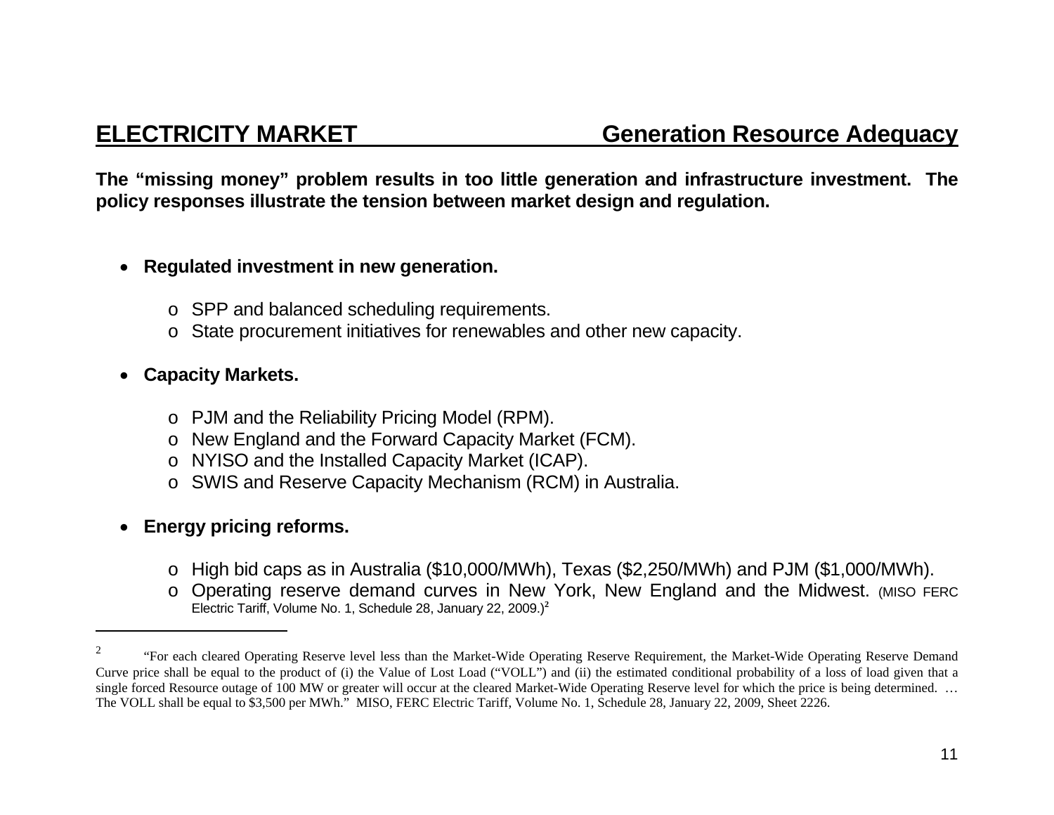## ELECTRICITY MARKET — Generation Resource Adequacy

**The "missing money" problem results in too little generation and infrastructure investment. The policy responses illustrate the tension between market design and regulation.**

- **Regulated investment in new generation.**
  - SPP and balanced scheduling requirements.
  - State procurement initiatives for renewables and other new capacity.

- **Capacity Markets.**
  - PJM and the Reliability Pricing Model (RPM).
  - New England and the Forward Capacity Market (FCM).
  - NYISO and the Installed Capacity Market (ICAP).
  - SWIS and Reserve Capacity Mechanism (RCM) in Australia.

- **Energy pricing reforms.**
  - High bid caps as in Australia ($10,000/MWh), Texas ($2,250/MWh) and PJM ($1,000/MWh).
  - Operating reserve demand curves in New York, New England and the Midwest. (MISO FERC Electric Tariff, Volume No. 1, Schedule 28, January 22, 2009.)[2]

---

[2] "For each cleared Operating Reserve level less than the Market-Wide Operating Reserve Requirement, the Market-Wide Operating Reserve Demand Curve price shall be equal to the product of (i) the Value of Lost Load ("VOLL") and (ii) the estimated conditional probability of a loss of load given that a single forced Resource outage of 100 MW or greater will occur at the cleared Market-Wide Operating Reserve level for which the price is being determined. … The VOLL shall be equal to $3,500 per MWh." MISO, FERC Electric Tariff, Volume No. 1, Schedule 28, January 22, 2009, Sheet 2226.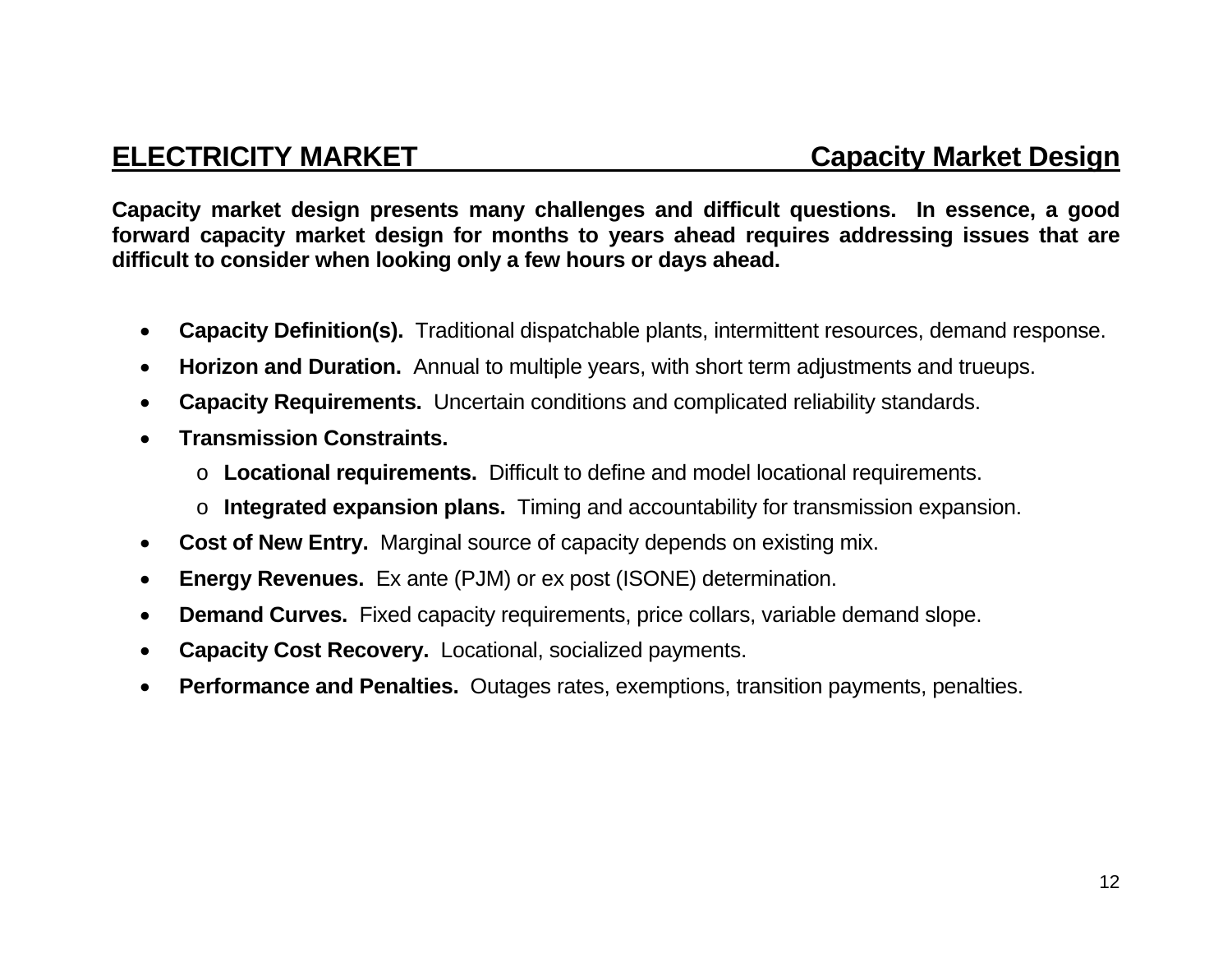## ELECTRICITY MARKET — Capacity Market Design

**Capacity market design presents many challenges and difficult questions. In essence, a good forward capacity market design for months to years ahead requires addressing issues that are difficult to consider when looking only a few hours or days ahead.**

- **Capacity Definition(s).** Traditional dispatchable plants, intermittent resources, demand response.
- **Horizon and Duration.** Annual to multiple years, with short term adjustments and trueups.
- **Capacity Requirements.** Uncertain conditions and complicated reliability standards.
- **Transmission Constraints.**
  - **Locational requirements.** Difficult to define and model locational requirements.
  - **Integrated expansion plans.** Timing and accountability for transmission expansion.
- **Cost of New Entry.** Marginal source of capacity depends on existing mix.
- **Energy Revenues.** Ex ante (PJM) or ex post (ISONE) determination.
- **Demand Curves.** Fixed capacity requirements, price collars, variable demand slope.
- **Capacity Cost Recovery.** Locational, socialized payments.
- **Performance and Penalties.** Outages rates, exemptions, transition payments, penalties.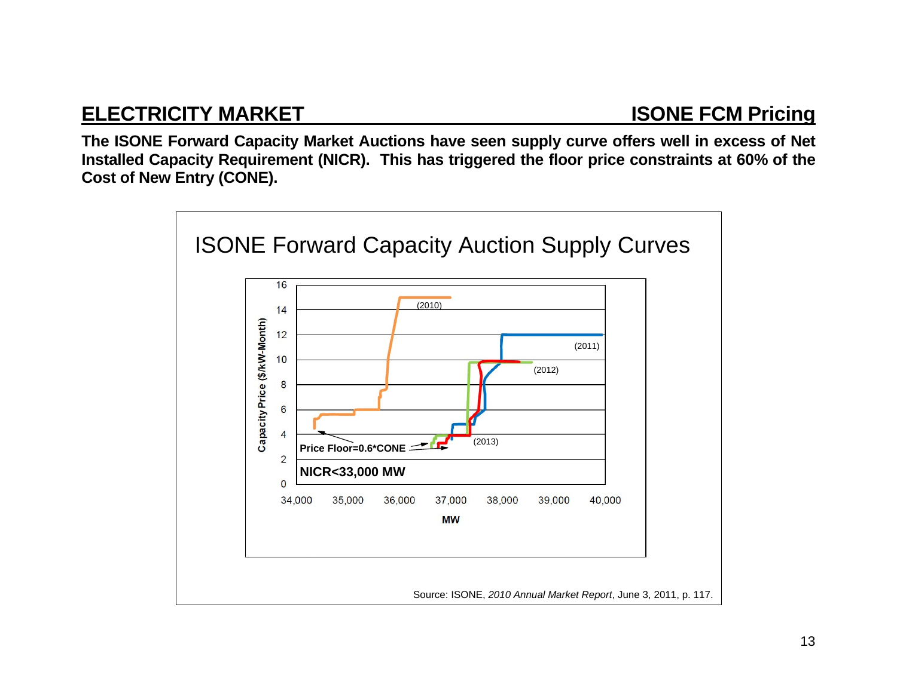## ELECTRICITY MARKET — ISONE FCM Pricing

**The ISONE Forward Capacity Market Auctions have seen supply curve offers well in excess of Net Installed Capacity Requirement (NICR). This has triggered the floor price constraints at 60% of the Cost of New Entry (CONE).**

ISONE Forward Capacity Auction Supply Curves

Capacity Price ($/kW-Month)

(2010) (2011) (2012) (2013)

Price Floor=0.6*CONE

NICR<33,000 MW

MW

Source: ISONE, *2010 Annual Market Report*, June 3, 2011, p. 117.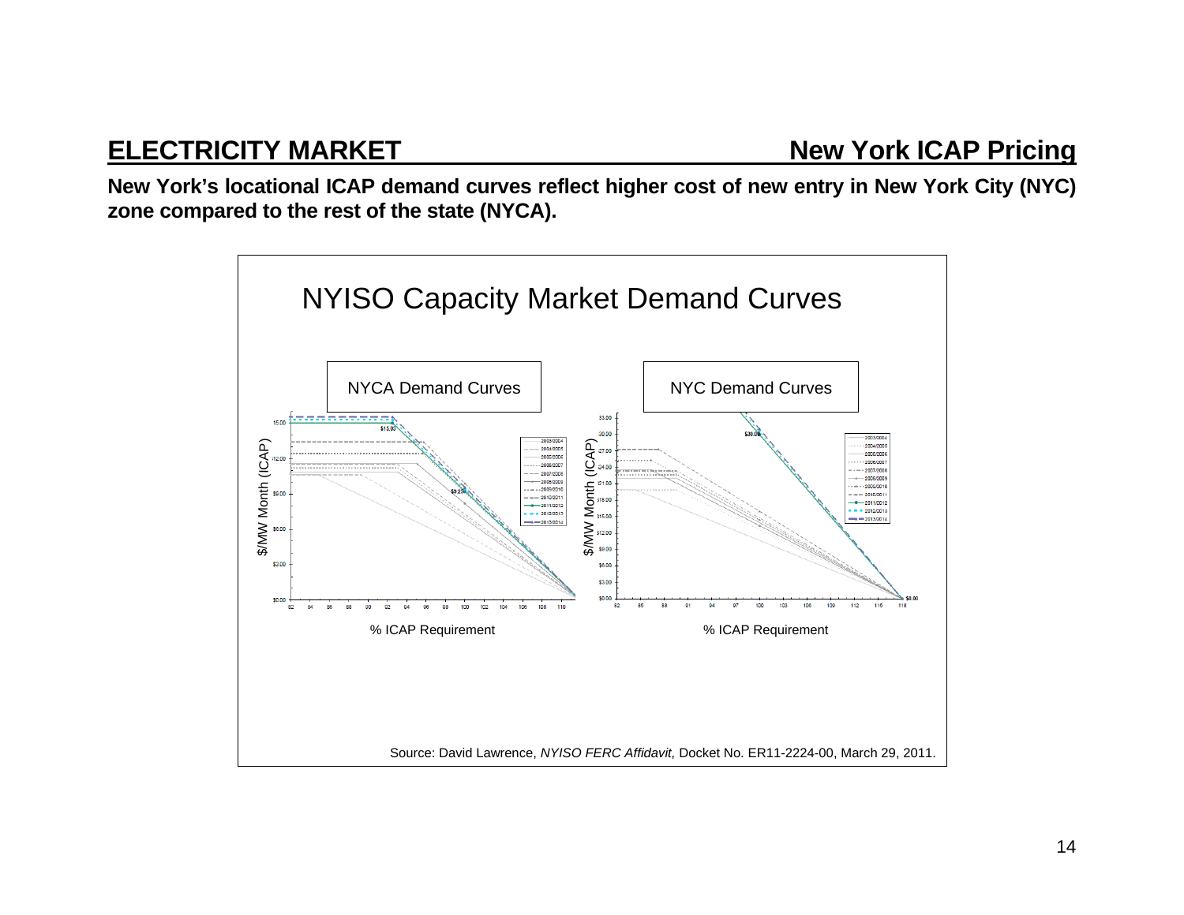## ELECTRICITY MARKET — New York ICAP Pricing

**New York's locational ICAP demand curves reflect higher cost of new entry in New York City (NYC) zone compared to the rest of the state (NYCA).**

NYISO Capacity Market Demand Curves

NYCA Demand Curves

NYC Demand Curves

Source: David Lawrence, *NYISO FERC Affidavit,* Docket No. ER11-2224-00, March 29, 2011.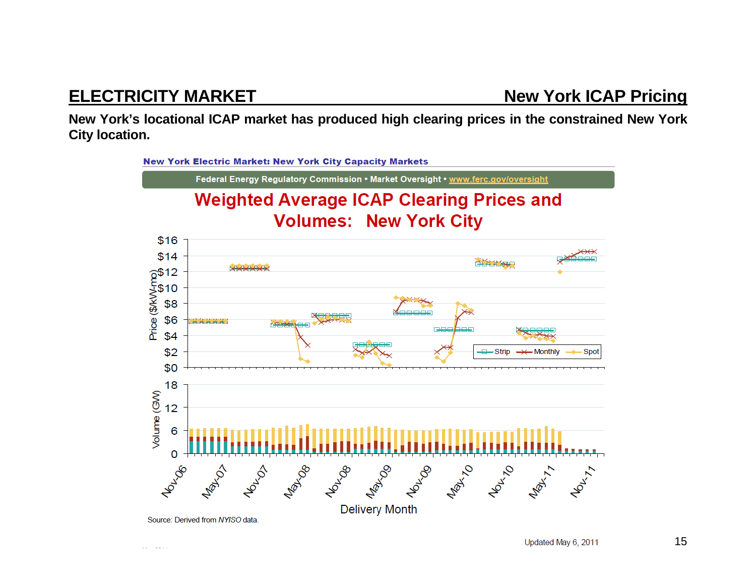## ELECTRICITY MARKET — New York ICAP Pricing

**New York's locational ICAP market has produced high clearing prices in the constrained New York City location.**

New York Electric Market: New York City Capacity Markets

Federal Energy Regulatory Commission • Market Oversight • www.ferc.gov/oversight

# Weighted Average ICAP Clearing Prices and Volumes: New York City

Price ($/kW-mo): $0, $2, $4, $6, $8, $10, $12, $14, $16

Volume (GW): 0, 6, 12, 18

Legend: Strip, Monthly, Spot

Delivery Month: Nov-06, May-07, Nov-07, May-08, Nov-08, May-09, Nov-09, May-10, Nov-10, May-11, Nov-11

Source: Derived from *NYISO* data.

Updated May 6, 2011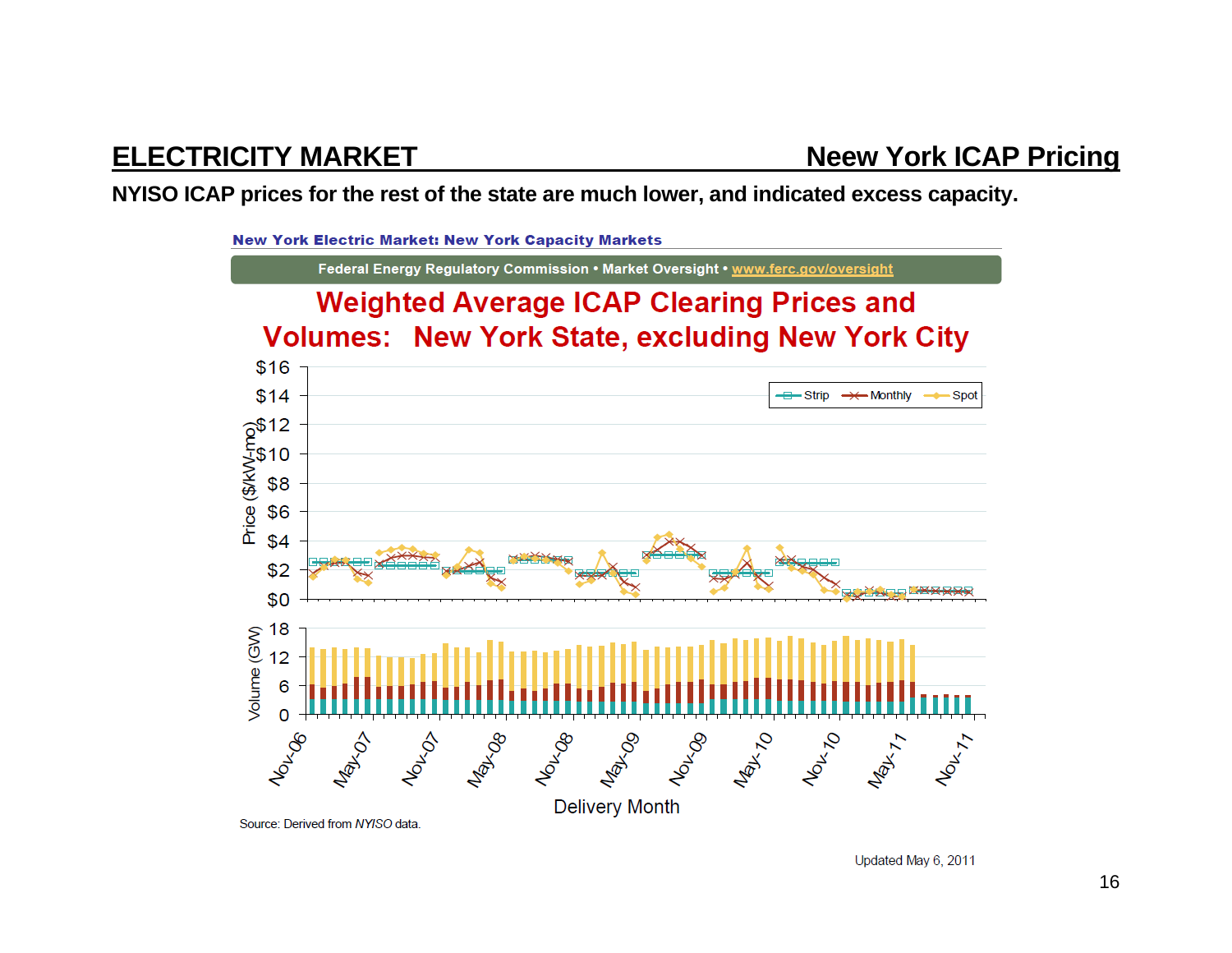# ELECTRICITY MARKET — New York ICAP Pricing

**NYISO ICAP prices for the rest of the state are much lower, and indicated excess capacity.**

New York Electric Market: New York Capacity Markets

Federal Energy Regulatory Commission • Market Oversight • www.ferc.gov/oversight

## Weighted Average ICAP Clearing Prices and Volumes: New York State, excluding New York City

Source: Derived from *NYISO* data.

Updated May 6, 2011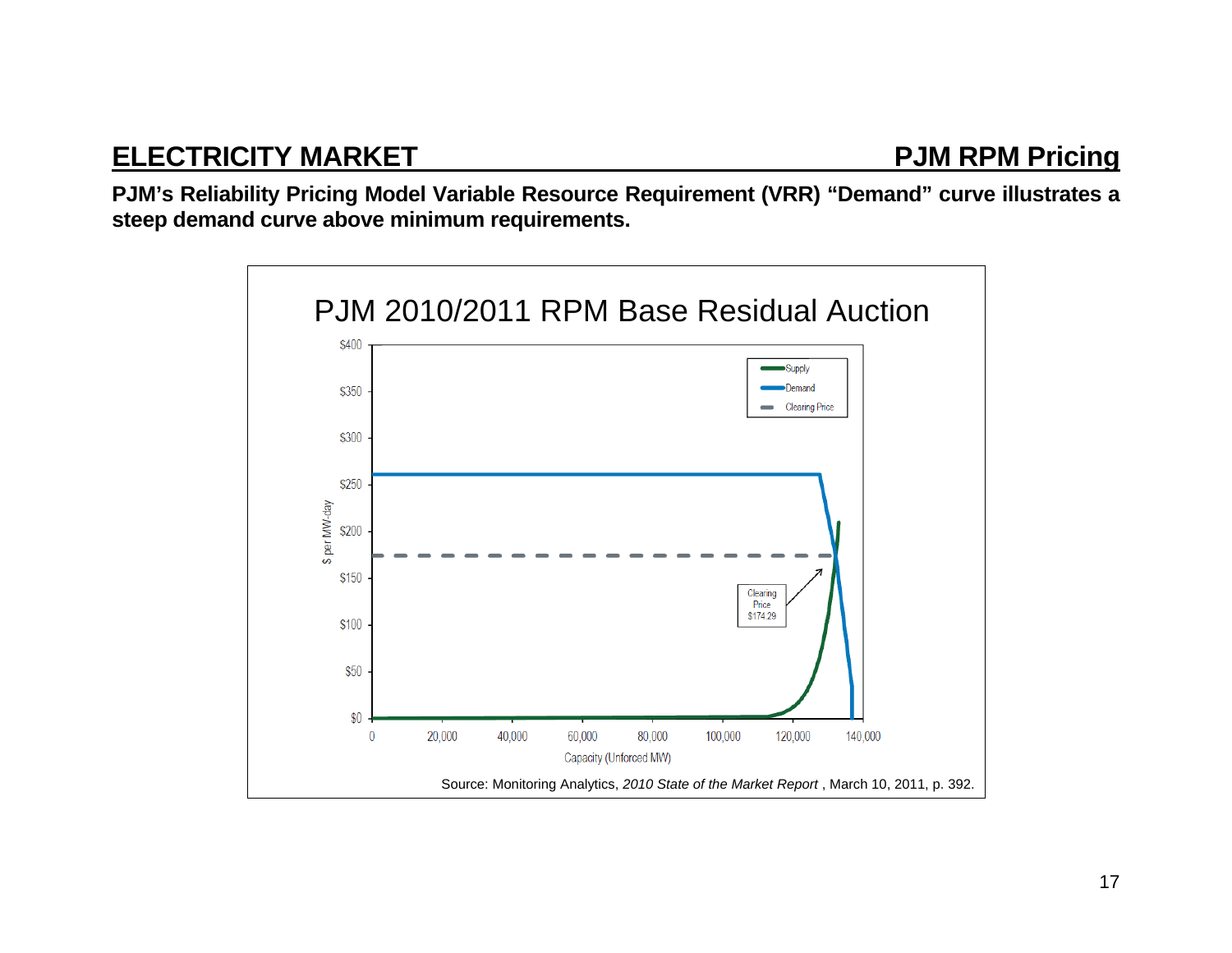## ELECTRICITY MARKET — PJM RPM Pricing

**PJM's Reliability Pricing Model Variable Resource Requirement (VRR) "Demand" curve illustrates a steep demand curve above minimum requirements.**

PJM 2010/2011 RPM Base Residual Auction

Source: Monitoring Analytics, *2010 State of the Market Report* , March 10, 2011, p. 392.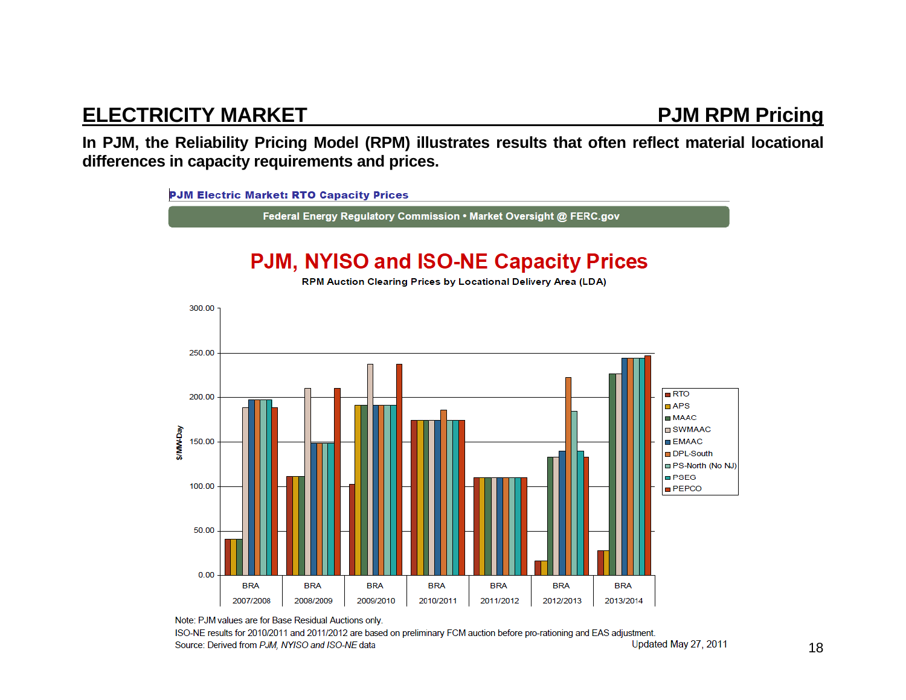## ELECTRICITY MARKET — PJM RPM Pricing

**In PJM, the Reliability Pricing Model (RPM) illustrates results that often reflect material locational differences in capacity requirements and prices.**

PJM Electric Market: RTO Capacity Prices

Federal Energy Regulatory Commission • Market Oversight @ FERC.gov

### PJM, NYISO and ISO-NE Capacity Prices

RPM Auction Clearing Prices by Locational Delivery Area (LDA)

Note: PJM values are for Base Residual Auctions only.

ISO-NE results for 2010/2011 and 2011/2012 are based on preliminary FCM auction before pro-rationing and EAS adjustment.

Source: Derived from *PJM, NYISO and ISO-NE* data

Updated May 27, 2011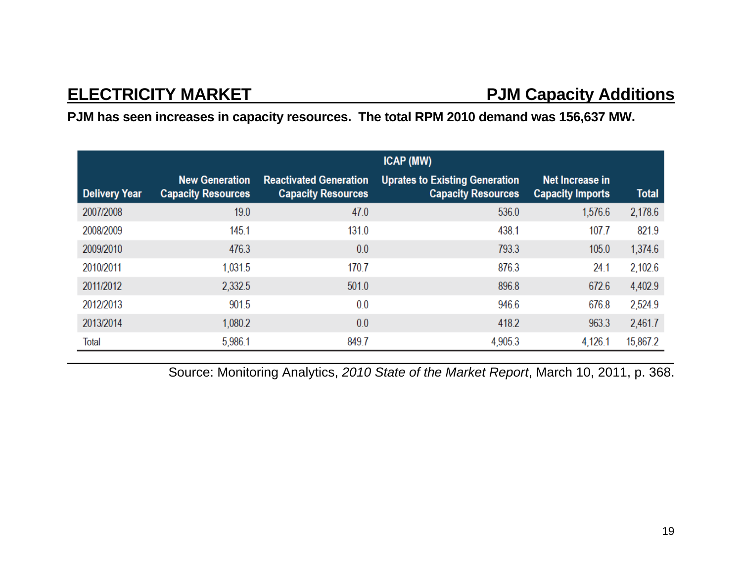## ELECTRICITY MARKET — PJM Capacity Additions

**PJM has seen increases in capacity resources. The total RPM 2010 demand was 156,637 MW.**

| | ICAP (MW) | | | | |
|---|---|---|---|---|---|
| Delivery Year | New Generation Capacity Resources | Reactivated Generation Capacity Resources | Uprates to Existing Generation Capacity Resources | Net Increase in Capacity Imports | Total |
| 2007/2008 | 19.0 | 47.0 | 536.0 | 1,576.6 | 2,178.6 |
| 2008/2009 | 145.1 | 131.0 | 438.1 | 107.7 | 821.9 |
| 2009/2010 | 476.3 | 0.0 | 793.3 | 105.0 | 1,374.6 |
| 2010/2011 | 1,031.5 | 170.7 | 876.3 | 24.1 | 2,102.6 |
| 2011/2012 | 2,332.5 | 501.0 | 896.8 | 672.6 | 4,402.9 |
| 2012/2013 | 901.5 | 0.0 | 946.6 | 676.8 | 2,524.9 |
| 2013/2014 | 1,080.2 | 0.0 | 418.2 | 963.3 | 2,461.7 |
| Total | 5,986.1 | 849.7 | 4,905.3 | 4,126.1 | 15,867.2 |

Source: Monitoring Analytics, *2010 State of the Market Report*, March 10, 2011, p. 368.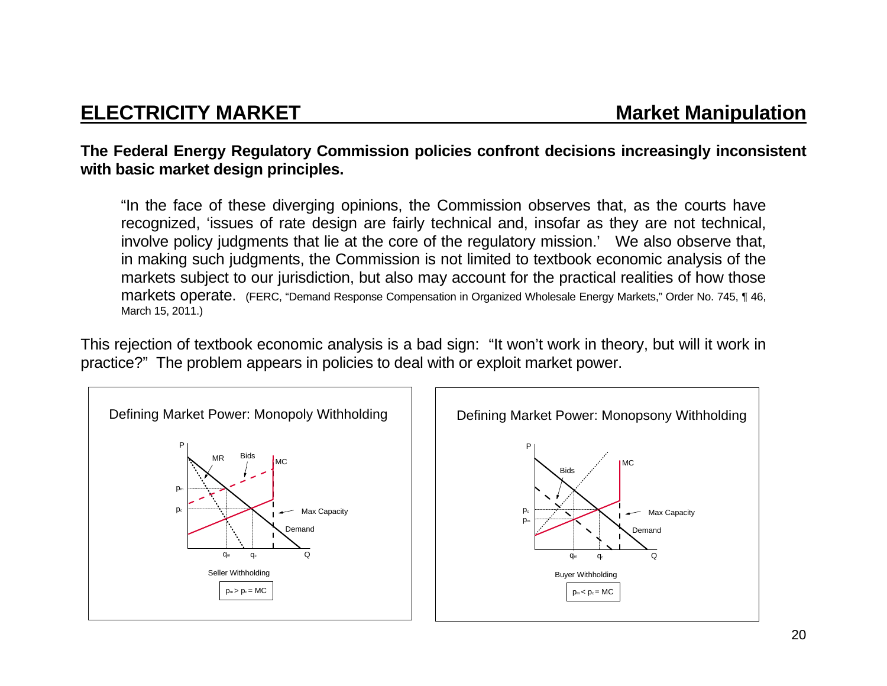## ELECTRICITY MARKET — Market Manipulation

**The Federal Energy Regulatory Commission policies confront decisions increasingly inconsistent with basic market design principles.**

> "In the face of these diverging opinions, the Commission observes that, as the courts have recognized, 'issues of rate design are fairly technical and, insofar as they are not technical, involve policy judgments that lie at the core of the regulatory mission.' We also observe that, in making such judgments, the Commission is not limited to textbook economic analysis of the markets subject to our jurisdiction, but also may account for the practical realities of how those markets operate. (FERC, "Demand Response Compensation in Organized Wholesale Energy Markets," Order No. 745, ¶ 46, March 15, 2011.)

This rejection of textbook economic analysis is a bad sign: "It won't work in theory, but will it work in practice?" The problem appears in policies to deal with or exploit market power.

**Defining Market Power: Monopoly Withholding**

Seller Withholding

$p_m > p_c = MC$

**Defining Market Power: Monopsony Withholding**

Buyer Withholding

$p_m < p_c = MC$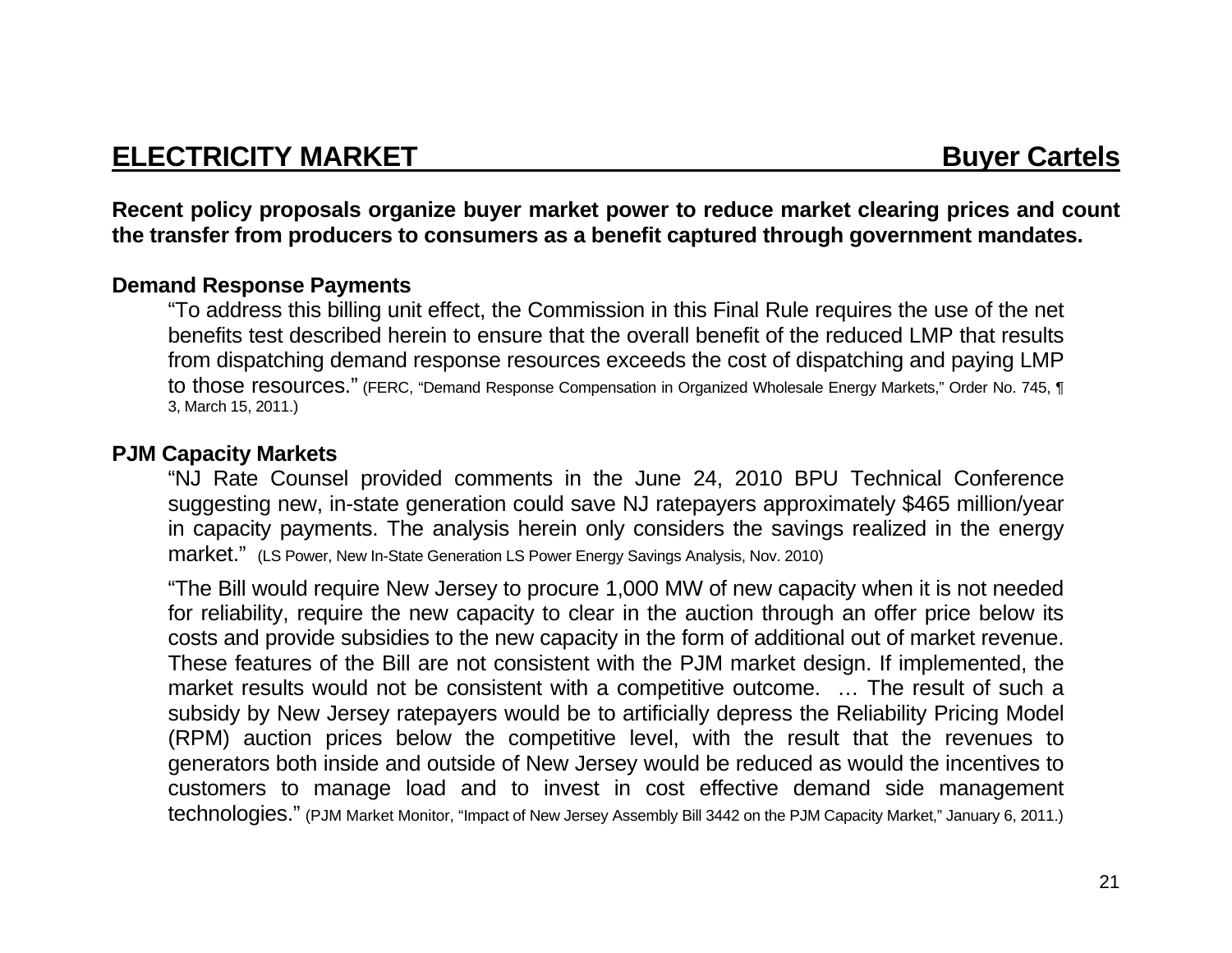## ELECTRICITY MARKET — Buyer Cartels

**Recent policy proposals organize buyer market power to reduce market clearing prices and count the transfer from producers to consumers as a benefit captured through government mandates.**

**Demand Response Payments**

> "To address this billing unit effect, the Commission in this Final Rule requires the use of the net benefits test described herein to ensure that the overall benefit of the reduced LMP that results from dispatching demand response resources exceeds the cost of dispatching and paying LMP to those resources." (FERC, "Demand Response Compensation in Organized Wholesale Energy Markets," Order No. 745, ¶ 3, March 15, 2011.)

**PJM Capacity Markets**

> "NJ Rate Counsel provided comments in the June 24, 2010 BPU Technical Conference suggesting new, in-state generation could save NJ ratepayers approximately $465 million/year in capacity payments. The analysis herein only considers the savings realized in the energy market." (LS Power, New In-State Generation LS Power Energy Savings Analysis, Nov. 2010)

> "The Bill would require New Jersey to procure 1,000 MW of new capacity when it is not needed for reliability, require the new capacity to clear in the auction through an offer price below its costs and provide subsidies to the new capacity in the form of additional out of market revenue. These features of the Bill are not consistent with the PJM market design. If implemented, the market results would not be consistent with a competitive outcome. … The result of such a subsidy by New Jersey ratepayers would be to artificially depress the Reliability Pricing Model (RPM) auction prices below the competitive level, with the result that the revenues to generators both inside and outside of New Jersey would be reduced as would the incentives to customers to manage load and to invest in cost effective demand side management technologies." (PJM Market Monitor, "Impact of New Jersey Assembly Bill 3442 on the PJM Capacity Market," January 6, 2011.)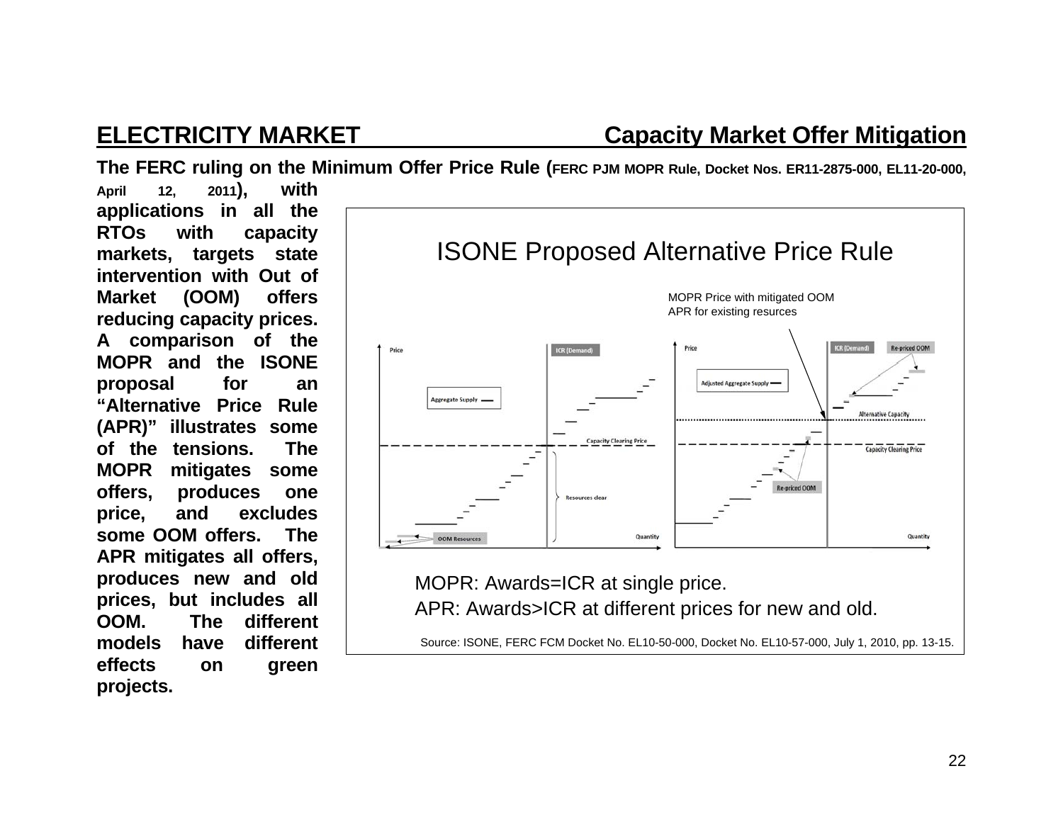## ELECTRICITY MARKET — Capacity Market Offer Mitigation

**The FERC ruling on the Minimum Offer Price Rule (FERC PJM MOPR Rule, Docket Nos. ER11-2875-000, EL11-20-000, April 12, 2011), with applications in all the RTOs with capacity markets, targets state intervention with Out of Market (OOM) offers reducing capacity prices. A comparison of the MOPR and the ISONE proposal for an "Alternative Price Rule (APR)" illustrates some of the tensions. The MOPR mitigates some offers, produces one price, and excludes some OOM offers. The APR mitigates all offers, produces new and old prices, but includes all OOM. The different models have different effects on green projects.**

ISONE Proposed Alternative Price Rule

MOPR Price with mitigated OOM
APR for existing resurces

MOPR: Awards=ICR at single price.
APR: Awards>ICR at different prices for new and old.

Source: ISONE, FERC FCM Docket No. EL10-50-000, Docket No. EL10-57-000, July 1, 2010, pp. 13-15.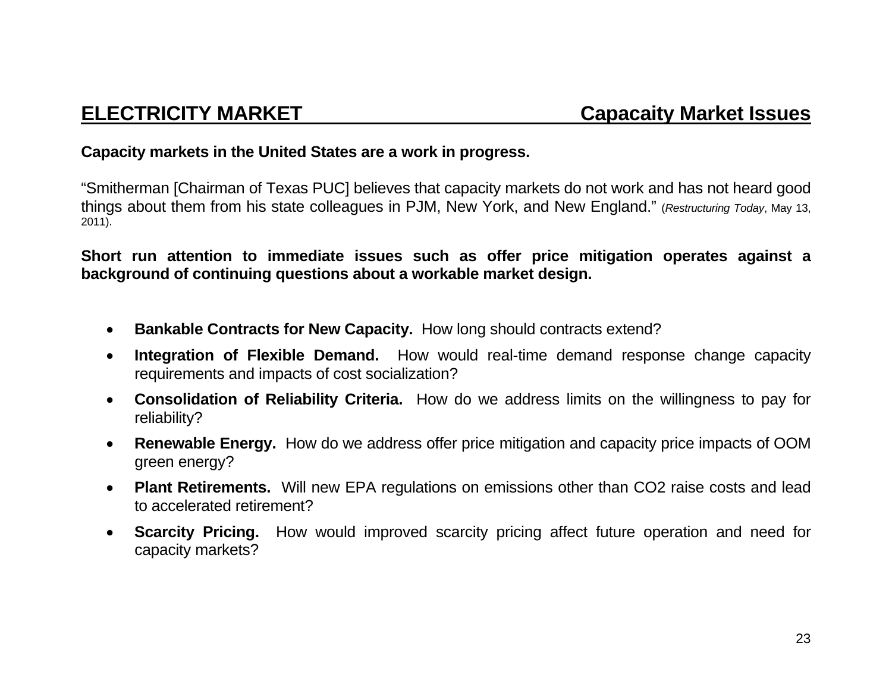## ELECTRICITY MARKET — Capacaity Market Issues

**Capacity markets in the United States are a work in progress.**

"Smitherman [Chairman of Texas PUC] believes that capacity markets do not work and has not heard good things about them from his state colleagues in PJM, New York, and New England." (*Restructuring Today*, May 13, 2011).

**Short run attention to immediate issues such as offer price mitigation operates against a background of continuing questions about a workable market design.**

- **Bankable Contracts for New Capacity.** How long should contracts extend?
- **Integration of Flexible Demand.** How would real-time demand response change capacity requirements and impacts of cost socialization?
- **Consolidation of Reliability Criteria.** How do we address limits on the willingness to pay for reliability?
- **Renewable Energy.** How do we address offer price mitigation and capacity price impacts of OOM green energy?
- **Plant Retirements.** Will new EPA regulations on emissions other than $CO_2$ raise costs and lead to accelerated retirement?
- **Scarcity Pricing.** How would improved scarcity pricing affect future operation and need for capacity markets?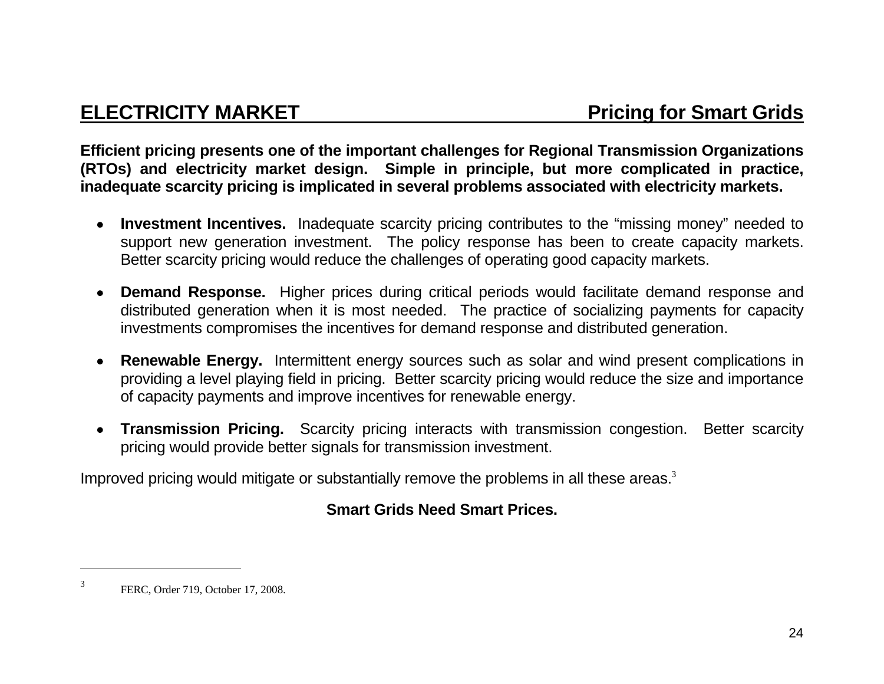## ELECTRICITY MARKET — Pricing for Smart Grids

**Efficient pricing presents one of the important challenges for Regional Transmission Organizations (RTOs) and electricity market design. Simple in principle, but more complicated in practice, inadequate scarcity pricing is implicated in several problems associated with electricity markets.**

- **Investment Incentives.** Inadequate scarcity pricing contributes to the "missing money" needed to support new generation investment. The policy response has been to create capacity markets. Better scarcity pricing would reduce the challenges of operating good capacity markets.

- **Demand Response.** Higher prices during critical periods would facilitate demand response and distributed generation when it is most needed. The practice of socializing payments for capacity investments compromises the incentives for demand response and distributed generation.

- **Renewable Energy.** Intermittent energy sources such as solar and wind present complications in providing a level playing field in pricing. Better scarcity pricing would reduce the size and importance of capacity payments and improve incentives for renewable energy.

- **Transmission Pricing.** Scarcity pricing interacts with transmission congestion. Better scarcity pricing would provide better signals for transmission investment.

Improved pricing would mitigate or substantially remove the problems in all these areas.[3]

**Smart Grids Need Smart Prices.**

---

[3] FERC, Order 719, October 17, 2008.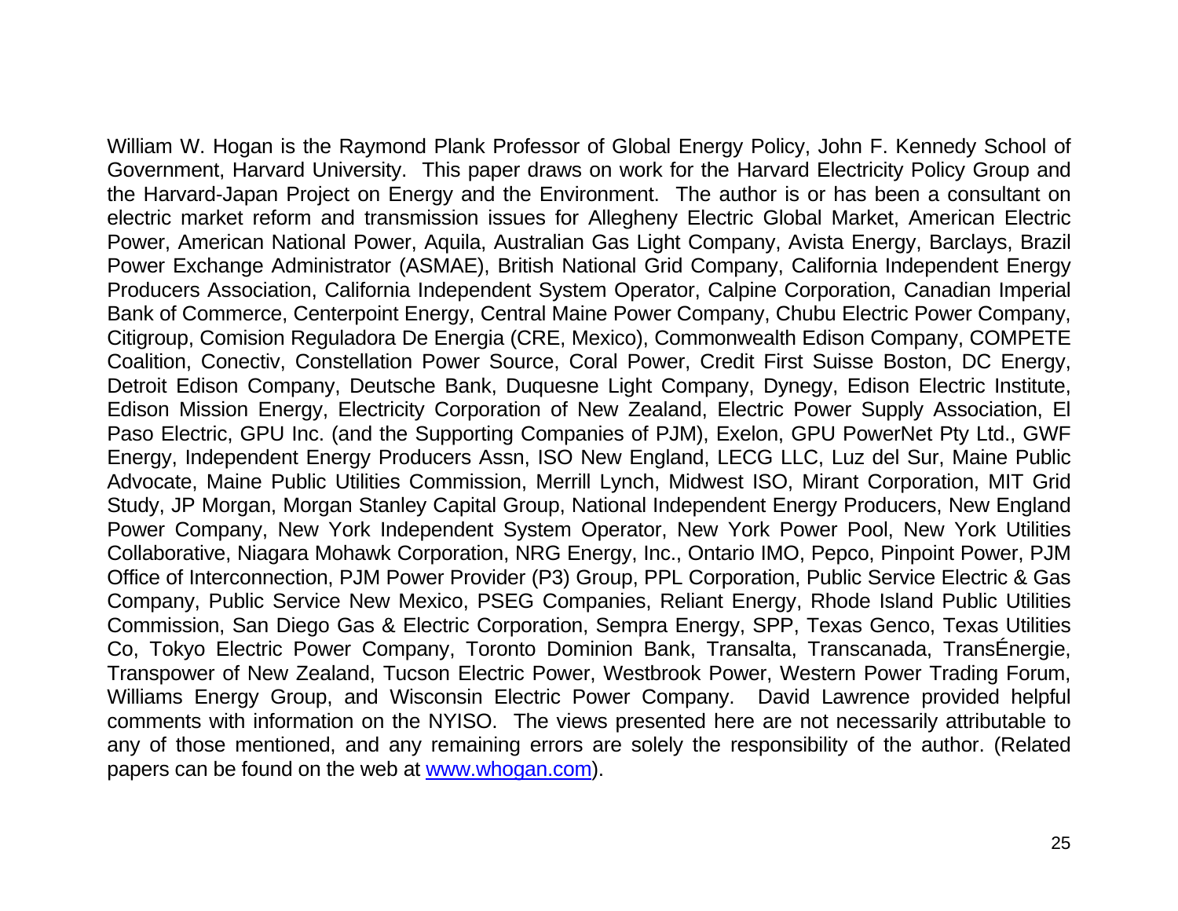William W. Hogan is the Raymond Plank Professor of Global Energy Policy, John F. Kennedy School of Government, Harvard University. This paper draws on work for the Harvard Electricity Policy Group and the Harvard-Japan Project on Energy and the Environment. The author is or has been a consultant on electric market reform and transmission issues for Allegheny Electric Global Market, American Electric Power, American National Power, Aquila, Australian Gas Light Company, Avista Energy, Barclays, Brazil Power Exchange Administrator (ASMAE), British National Grid Company, California Independent Energy Producers Association, California Independent System Operator, Calpine Corporation, Canadian Imperial Bank of Commerce, Centerpoint Energy, Central Maine Power Company, Chubu Electric Power Company, Citigroup, Comision Reguladora De Energia (CRE, Mexico), Commonwealth Edison Company, COMPETE Coalition, Conectiv, Constellation Power Source, Coral Power, Credit First Suisse Boston, DC Energy, Detroit Edison Company, Deutsche Bank, Duquesne Light Company, Dynegy, Edison Electric Institute, Edison Mission Energy, Electricity Corporation of New Zealand, Electric Power Supply Association, El Paso Electric, GPU Inc. (and the Supporting Companies of PJM), Exelon, GPU PowerNet Pty Ltd., GWF Energy, Independent Energy Producers Assn, ISO New England, LECG LLC, Luz del Sur, Maine Public Advocate, Maine Public Utilities Commission, Merrill Lynch, Midwest ISO, Mirant Corporation, MIT Grid Study, JP Morgan, Morgan Stanley Capital Group, National Independent Energy Producers, New England Power Company, New York Independent System Operator, New York Power Pool, New York Utilities Collaborative, Niagara Mohawk Corporation, NRG Energy, Inc., Ontario IMO, Pepco, Pinpoint Power, PJM Office of Interconnection, PJM Power Provider (P3) Group, PPL Corporation, Public Service Electric & Gas Company, Public Service New Mexico, PSEG Companies, Reliant Energy, Rhode Island Public Utilities Commission, San Diego Gas & Electric Corporation, Sempra Energy, SPP, Texas Genco, Texas Utilities Co, Tokyo Electric Power Company, Toronto Dominion Bank, Transalta, Transcanada, TransÉnergie, Transpower of New Zealand, Tucson Electric Power, Westbrook Power, Western Power Trading Forum, Williams Energy Group, and Wisconsin Electric Power Company. David Lawrence provided helpful comments with information on the NYISO. The views presented here are not necessarily attributable to any of those mentioned, and any remaining errors are solely the responsibility of the author. (Related papers can be found on the web at [www.whogan.com](http://www.whogan.com)).